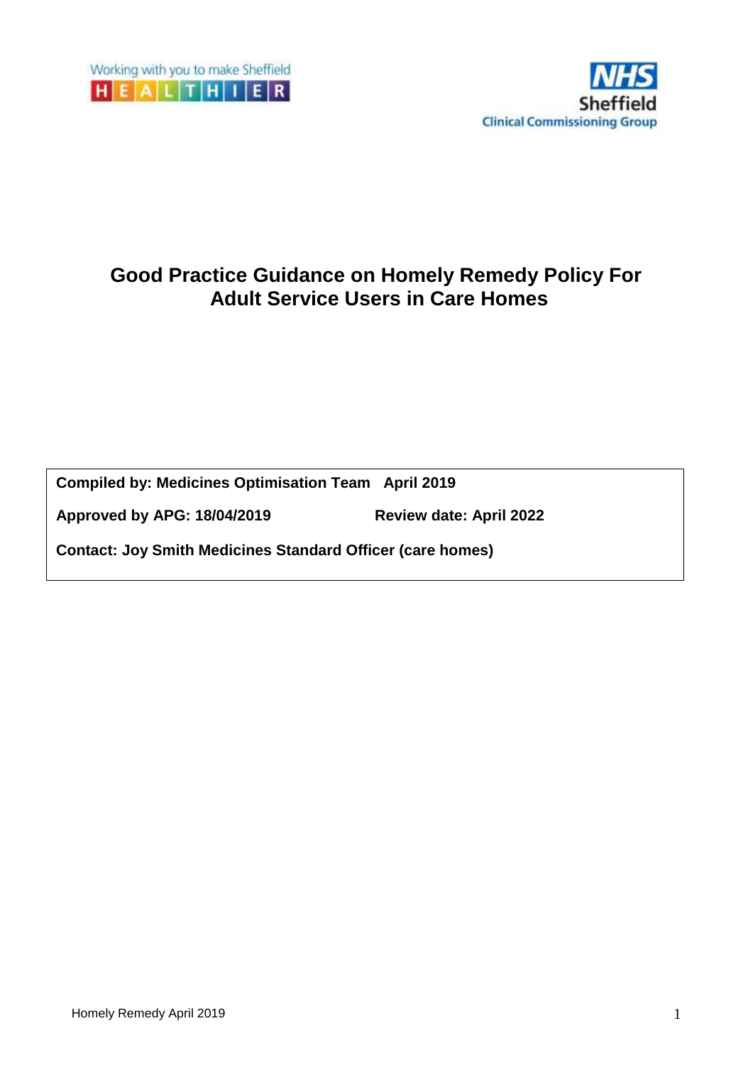Working with you to make Sheffield HEALTHIER

NHS Sheffield Clinical Commissioning Group

# Good Practice Guidance on Homely Remedy Policy For Adult Service Users in Care Homes

**Compiled by: Medicines Optimisation Team April 2019**

**Approved by APG: 18/04/2019** **Review date: April 2022**

**Contact: Joy Smith Medicines Standard Officer (care homes)**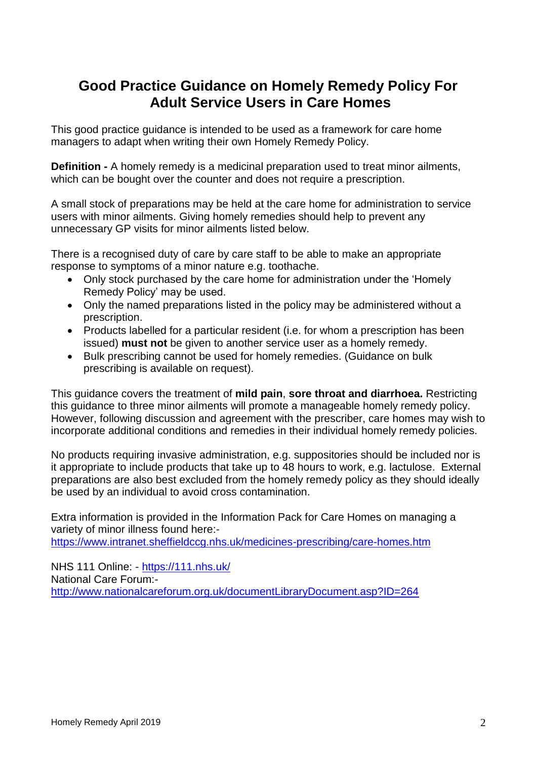# Good Practice Guidance on Homely Remedy Policy For Adult Service Users in Care Homes

This good practice guidance is intended to be used as a framework for care home managers to adapt when writing their own Homely Remedy Policy.

**Definition -** A homely remedy is a medicinal preparation used to treat minor ailments, which can be bought over the counter and does not require a prescription.

A small stock of preparations may be held at the care home for administration to service users with minor ailments. Giving homely remedies should help to prevent any unnecessary GP visits for minor ailments listed below.

There is a recognised duty of care by care staff to be able to make an appropriate response to symptoms of a minor nature e.g. toothache.

- Only stock purchased by the care home for administration under the 'Homely Remedy Policy' may be used.
- Only the named preparations listed in the policy may be administered without a prescription.
- Products labelled for a particular resident (i.e. for whom a prescription has been issued) **must not** be given to another service user as a homely remedy.
- Bulk prescribing cannot be used for homely remedies. (Guidance on bulk prescribing is available on request).

This guidance covers the treatment of **mild pain**, **sore throat and diarrhoea.** Restricting this guidance to three minor ailments will promote a manageable homely remedy policy. However, following discussion and agreement with the prescriber, care homes may wish to incorporate additional conditions and remedies in their individual homely remedy policies.

No products requiring invasive administration, e.g. suppositories should be included nor is it appropriate to include products that take up to 48 hours to work, e.g. lactulose. External preparations are also best excluded from the homely remedy policy as they should ideally be used by an individual to avoid cross contamination.

Extra information is provided in the Information Pack for Care Homes on managing a variety of minor illness found here:-
https://www.intranet.sheffieldccg.nhs.uk/medicines-prescribing/care-homes.htm

NHS 111 Online: - https://111.nhs.uk/
National Care Forum:-
http://www.nationalcareforum.org.uk/documentLibraryDocument.asp?ID=264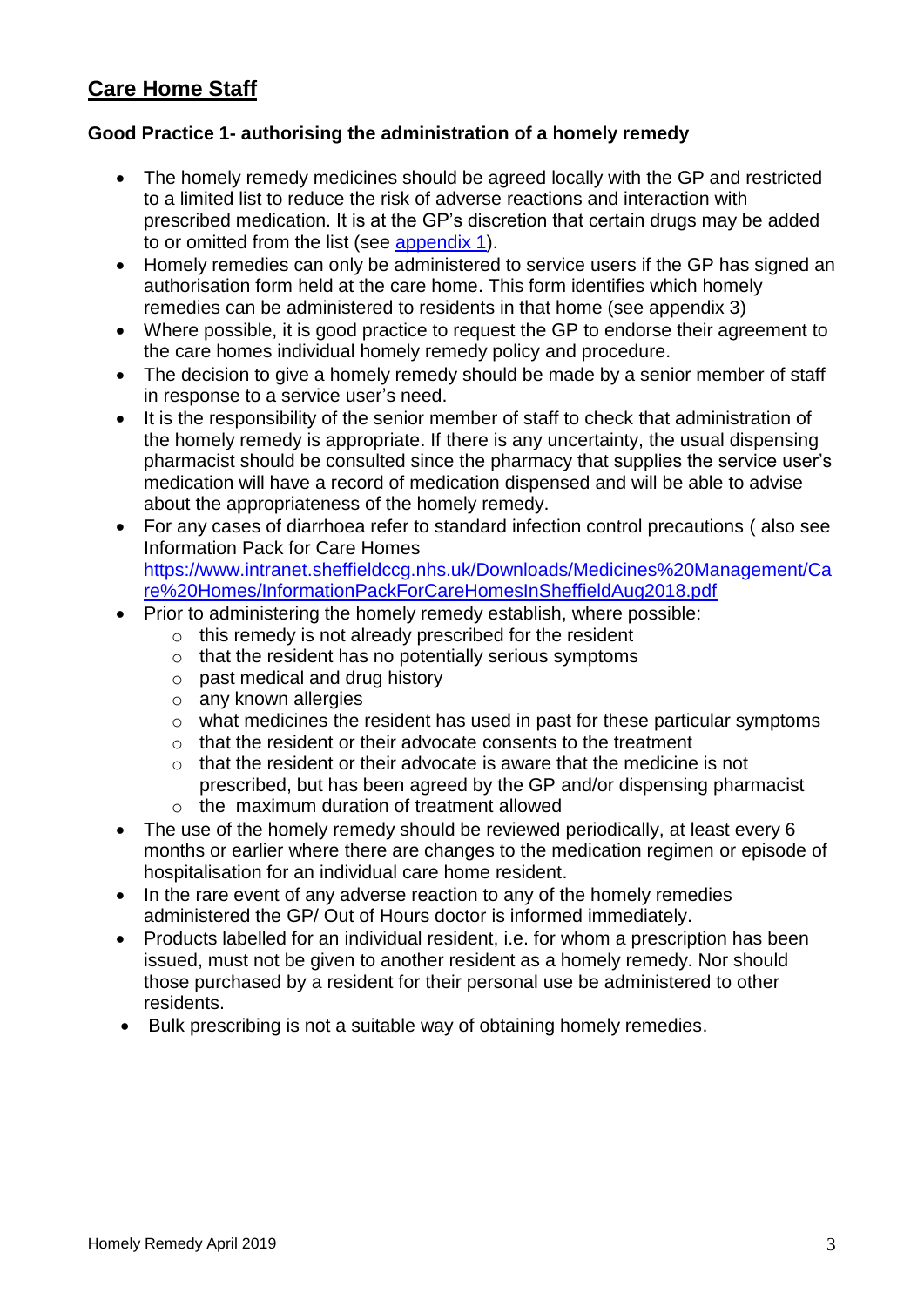## Care Home Staff

### Good Practice 1- authorising the administration of a homely remedy

- The homely remedy medicines should be agreed locally with the GP and restricted to a limited list to reduce the risk of adverse reactions and interaction with prescribed medication. It is at the GP's discretion that certain drugs may be added to or omitted from the list (see [appendix 1](#)).
- Homely remedies can only be administered to service users if the GP has signed an authorisation form held at the care home. This form identifies which homely remedies can be administered to residents in that home (see appendix 3)
- Where possible, it is good practice to request the GP to endorse their agreement to the care homes individual homely remedy policy and procedure.
- The decision to give a homely remedy should be made by a senior member of staff in response to a service user's need.
- It is the responsibility of the senior member of staff to check that administration of the homely remedy is appropriate. If there is any uncertainty, the usual dispensing pharmacist should be consulted since the pharmacy that supplies the service user's medication will have a record of medication dispensed and will be able to advise about the appropriateness of the homely remedy.
- For any cases of diarrhoea refer to standard infection control precautions ( also see Information Pack for Care Homes [https://www.intranet.sheffieldccg.nhs.uk/Downloads/Medicines%20Management/Care%20Homes/InformationPackForCareHomesInSheffieldAug2018.pdf](https://www.intranet.sheffieldccg.nhs.uk/Downloads/Medicines%20Management/Care%20Homes/InformationPackForCareHomesInSheffieldAug2018.pdf)
- Prior to administering the homely remedy establish, where possible:
  - this remedy is not already prescribed for the resident
  - that the resident has no potentially serious symptoms
  - past medical and drug history
  - any known allergies
  - what medicines the resident has used in past for these particular symptoms
  - that the resident or their advocate consents to the treatment
  - that the resident or their advocate is aware that the medicine is not prescribed, but has been agreed by the GP and/or dispensing pharmacist
  - the maximum duration of treatment allowed
- The use of the homely remedy should be reviewed periodically, at least every 6 months or earlier where there are changes to the medication regimen or episode of hospitalisation for an individual care home resident.
- In the rare event of any adverse reaction to any of the homely remedies administered the GP/ Out of Hours doctor is informed immediately.
- Products labelled for an individual resident, i.e. for whom a prescription has been issued, must not be given to another resident as a homely remedy. Nor should those purchased by a resident for their personal use be administered to other residents.
- Bulk prescribing is not a suitable way of obtaining homely remedies.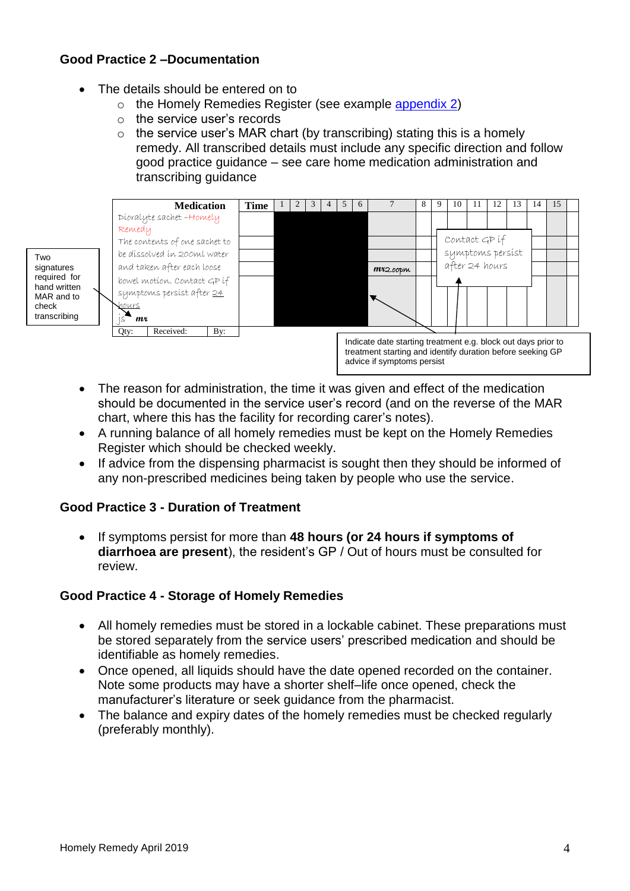### Good Practice 2 –Documentation

- The details should be entered on to
  - the Homely Remedies Register (see example appendix 2)
  - the service user's records
  - the service user's MAR chart (by transcribing) stating this is a homely remedy. All transcribed details must include any specific direction and follow good practice guidance – see care home medication administration and transcribing guidance

| Medication | Time | 1 | 2 | 3 | 4 | 5 | 6 | 7 | 8 | 9 | 10 | 11 | 12 | 13 | 14 | 15 |
|---|---|---|---|---|---|---|---|---|---|---|---|---|---|---|---|---|
| Dioralyte sachet – Homely Remedy<br>The contents of one sachet to be dissolved in 200ml water and taken after each loose bowel motion. Contact GP if symptoms persist after 24 hours<br>js mr | | | | | | | | mr 2.00pm | | | Contact GP if symptoms persist after 24 hours | | | | | |
| Qty: Received: By: | | | | | | | | | | | | | | | | |

Two signatures required for hand written MAR and to check transcribing

Indicate date starting treatment e.g. block out days prior to treatment starting and identify duration before seeking GP advice if symptoms persist

- The reason for administration, the time it was given and effect of the medication should be documented in the service user's record (and on the reverse of the MAR chart, where this has the facility for recording carer's notes).
- A running balance of all homely remedies must be kept on the Homely Remedies Register which should be checked weekly.
- If advice from the dispensing pharmacist is sought then they should be informed of any non-prescribed medicines being taken by people who use the service.

### Good Practice 3 - Duration of Treatment

- If symptoms persist for more than **48 hours (or 24 hours if symptoms of diarrhoea are present**), the resident's GP / Out of hours must be consulted for review.

### Good Practice 4 - Storage of Homely Remedies

- All homely remedies must be stored in a lockable cabinet. These preparations must be stored separately from the service users' prescribed medication and should be identifiable as homely remedies.
- Once opened, all liquids should have the date opened recorded on the container. Note some products may have a shorter shelf–life once opened, check the manufacturer's literature or seek guidance from the pharmacist.
- The balance and expiry dates of the homely remedies must be checked regularly (preferably monthly).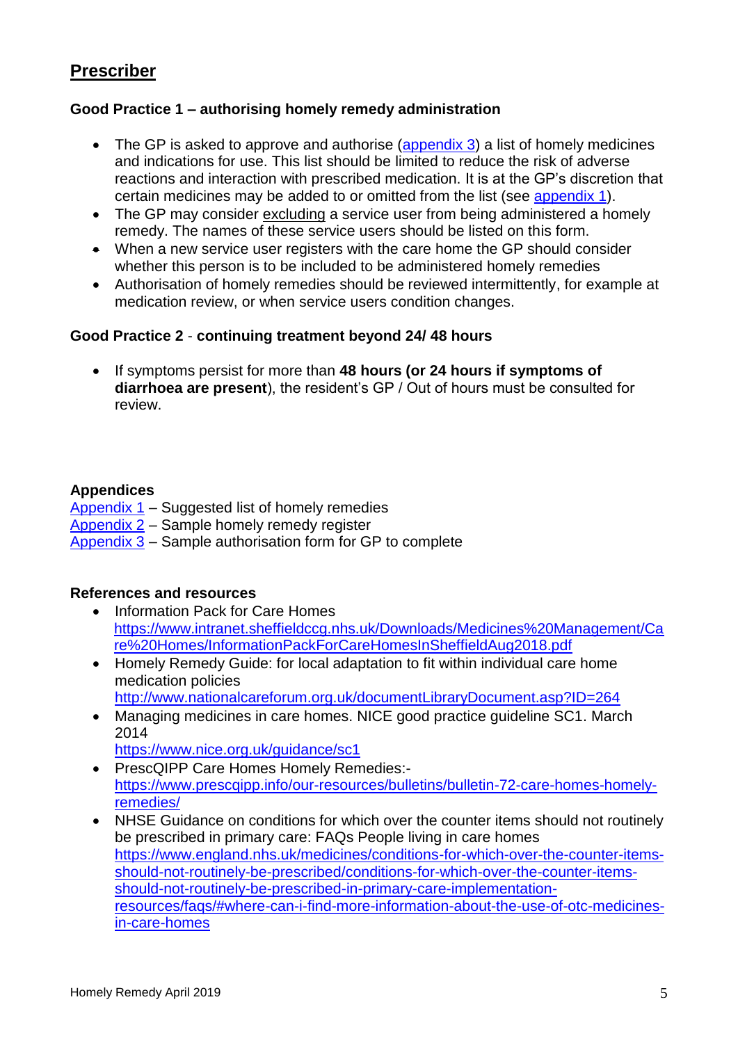## Prescriber

### Good Practice 1 – authorising homely remedy administration

- The GP is asked to approve and authorise (appendix 3) a list of homely medicines and indications for use. This list should be limited to reduce the risk of adverse reactions and interaction with prescribed medication. It is at the GP's discretion that certain medicines may be added to or omitted from the list (see appendix 1).
- The GP may consider excluding a service user from being administered a homely remedy. The names of these service users should be listed on this form.
- When a new service user registers with the care home the GP should consider whether this person is to be included to be administered homely remedies
- Authorisation of homely remedies should be reviewed intermittently, for example at medication review, or when service users condition changes.

### Good Practice 2 - continuing treatment beyond 24/ 48 hours

- If symptoms persist for more than **48 hours (or 24 hours if symptoms of diarrhoea are present**), the resident's GP / Out of hours must be consulted for review.

**Appendices**

Appendix 1 – Suggested list of homely remedies
Appendix 2 – Sample homely remedy register
Appendix 3 – Sample authorisation form for GP to complete

**References and resources**

- Information Pack for Care Homes
  https://www.intranet.sheffieldccg.nhs.uk/Downloads/Medicines%20Management/Care%20Homes/InformationPackForCareHomesInSheffieldAug2018.pdf
- Homely Remedy Guide: for local adaptation to fit within individual care home medication policies
  http://www.nationalcareforum.org.uk/documentLibraryDocument.asp?ID=264
- Managing medicines in care homes. NICE good practice guideline SC1. March 2014
  https://www.nice.org.uk/guidance/sc1
- PrescQIPP Care Homes Homely Remedies:-
  https://www.prescqipp.info/our-resources/bulletins/bulletin-72-care-homes-homely-remedies/
- NHSE Guidance on conditions for which over the counter items should not routinely be prescribed in primary care: FAQs People living in care homes
  https://www.england.nhs.uk/medicines/conditions-for-which-over-the-counter-items-should-not-routinely-be-prescribed/conditions-for-which-over-the-counter-items-should-not-routinely-be-prescribed-in-primary-care-implementation-resources/faqs/#where-can-i-find-more-information-about-the-use-of-otc-medicines-in-care-homes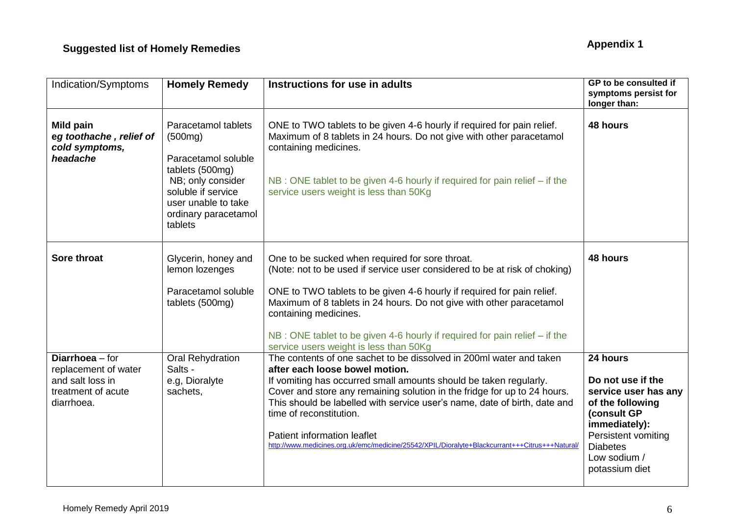## Suggested list of Homely Remedies

**Appendix 1**

| Indication/Symptoms | **Homely Remedy** | **Instructions for use in adults** | **GP to be consulted if symptoms persist for longer than:** |
|---|---|---|---|
| **Mild pain** ***eg toothache , relief of cold symptoms, headache*** | Paracetamol tablets (500mg)<br><br>Paracetamol soluble tablets (500mg)<br>NB; only consider soluble if service user unable to take ordinary paracetamol tablets | ONE to TWO tablets to be given 4-6 hourly if required for pain relief. Maximum of 8 tablets in 24 hours. Do not give with other paracetamol containing medicines.<br><br>NB : ONE tablet to be given 4-6 hourly if required for pain relief – if the service users weight is less than 50Kg | **48 hours** |
| **Sore throat** | Glycerin, honey and lemon lozenges<br><br>Paracetamol soluble tablets (500mg) | One to be sucked when required for sore throat.<br>(Note: not to be used if service user considered to be at risk of choking)<br><br>ONE to TWO tablets to be given 4-6 hourly if required for pain relief. Maximum of 8 tablets in 24 hours. Do not give with other paracetamol containing medicines.<br><br>NB : ONE tablet to be given 4-6 hourly if required for pain relief – if the service users weight is less than 50Kg | **48 hours** |
| **Diarrhoea** – for replacement of water and salt loss in treatment of acute diarrhoea. | Oral Rehydration Salts -<br>e.g, Dioralyte sachets, | The contents of one sachet to be dissolved in 200ml water and taken **after each loose bowel motion.**<br>If vomiting has occurred small amounts should be taken regularly.<br>Cover and store any remaining solution in the fridge for up to 24 hours. This should be labelled with service user's name, date of birth, date and time of reconstitution.<br><br>Patient information leaflet<br>http://www.medicines.org.uk/emc/medicine/25542/XPIL/Dioralyte+Blackcurrant+++Citrus+++Natural/ | **24 hours**<br><br>**Do not use if the service user has any of the following (consult GP immediately):**<br>Persistent vomiting<br>Diabetes<br>Low sodium / potassium diet |

Homely Remedy April 2019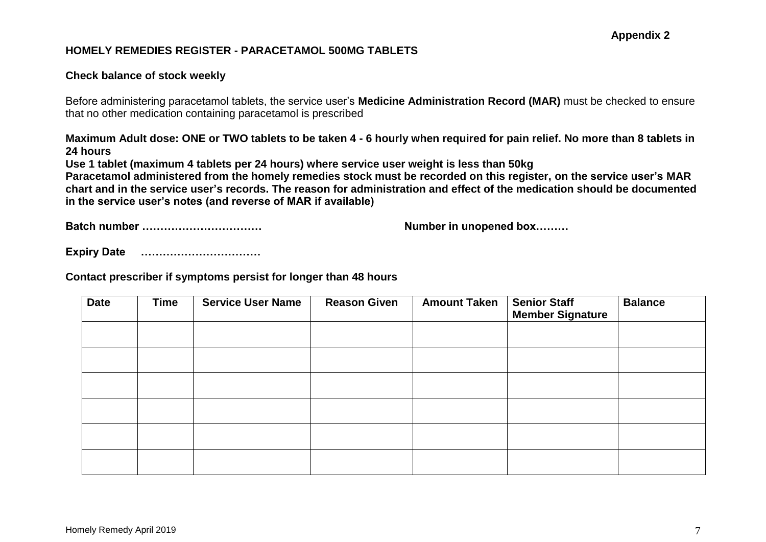**Appendix 2**

**HOMELY REMEDIES REGISTER - PARACETAMOL 500MG TABLETS**

**Check balance of stock weekly**

Before administering paracetamol tablets, the service user's **Medicine Administration Record (MAR)** must be checked to ensure that no other medication containing paracetamol is prescribed

**Maximum Adult dose: ONE or TWO tablets to be taken 4 - 6 hourly when required for pain relief. No more than 8 tablets in 24 hours**
**Use 1 tablet (maximum 4 tablets per 24 hours) where service user weight is less than 50kg**
**Paracetamol administered from the homely remedies stock must be recorded on this register, on the service user's MAR chart and in the service user's records. The reason for administration and effect of the medication should be documented in the service user's notes (and reverse of MAR if available)**

**Batch number ……………………………** **Number in unopened box………**

**Expiry Date ……………………………**

**Contact prescriber if symptoms persist for longer than 48 hours**

| Date | Time | Service User Name | Reason Given | Amount Taken | Senior Staff Member Signature | Balance |
| --- | --- | --- | --- | --- | --- | --- |
| | | | | | | |
| | | | | | | |
| | | | | | | |
| | | | | | | |
| | | | | | | |
| | | | | | | |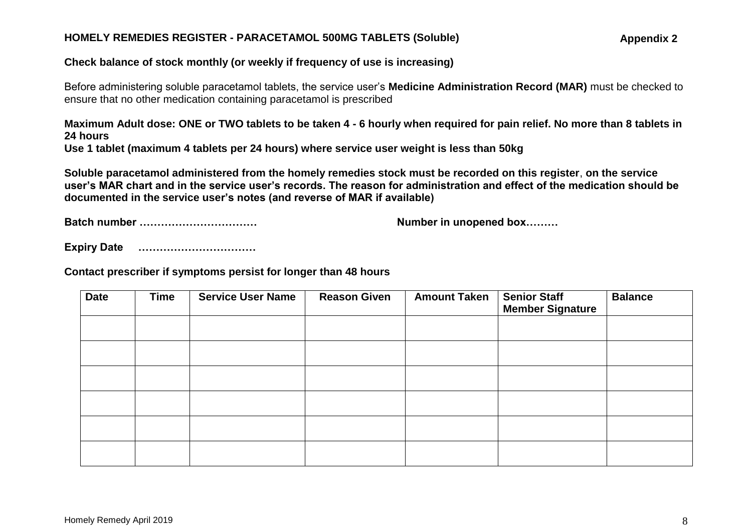## HOMELY REMEDIES REGISTER - PARACETAMOL 500MG TABLETS (Soluble)

**Appendix 2**

**Check balance of stock monthly (or weekly if frequency of use is increasing)**

Before administering soluble paracetamol tablets, the service user's **Medicine Administration Record (MAR)** must be checked to ensure that no other medication containing paracetamol is prescribed

**Maximum Adult dose: ONE or TWO tablets to be taken 4 - 6 hourly when required for pain relief. No more than 8 tablets in 24 hours**
**Use 1 tablet (maximum 4 tablets per 24 hours) where service user weight is less than 50kg**

**Soluble paracetamol administered from the homely remedies stock must be recorded on this register**, **on the service user's MAR chart and in the service user's records. The reason for administration and effect of the medication should be documented in the service user's notes (and reverse of MAR if available)**

**Batch number ……………………………** **Number in unopened box………**

**Expiry Date ……………………………**

**Contact prescriber if symptoms persist for longer than 48 hours**

| Date | Time | Service User Name | Reason Given | Amount Taken | Senior Staff Member Signature | Balance |
|---|---|---|---|---|---|---|
| | | | | | | |
| | | | | | | |
| | | | | | | |
| | | | | | | |
| | | | | | | |
| | | | | | | |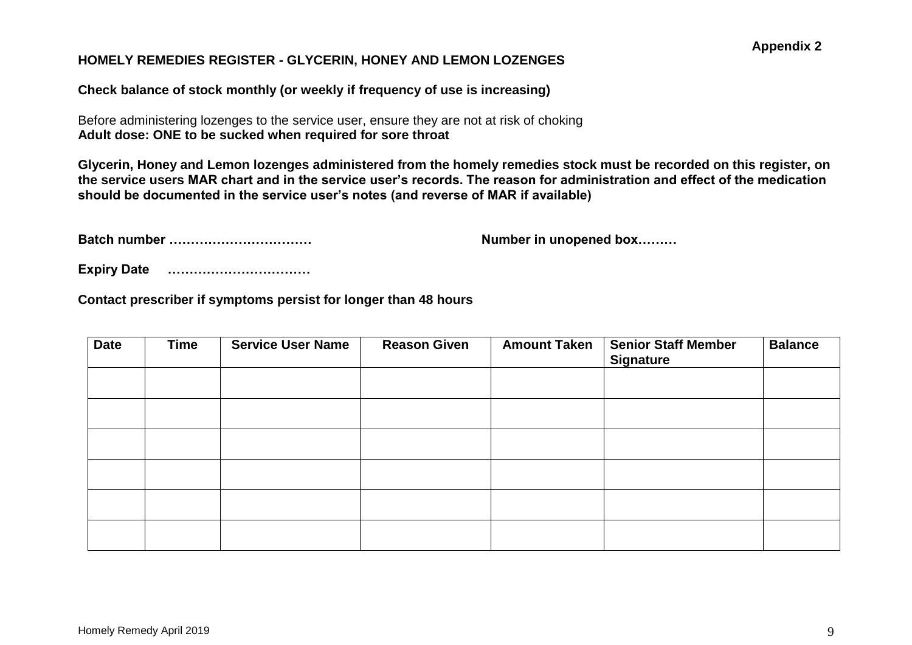**Appendix 2**

**HOMELY REMEDIES REGISTER - GLYCERIN, HONEY AND LEMON LOZENGES**

**Check balance of stock monthly (or weekly if frequency of use is increasing)**

Before administering lozenges to the service user, ensure they are not at risk of choking
**Adult dose: ONE to be sucked when required for sore throat**

**Glycerin, Honey and Lemon lozenges administered from the homely remedies stock must be recorded on this register, on the service users MAR chart and in the service user's records. The reason for administration and effect of the medication should be documented in the service user's notes (and reverse of MAR if available)**

**Batch number ……………………………** **Number in unopened box………**

**Expiry Date ……………………………**

**Contact prescriber if symptoms persist for longer than 48 hours**

| Date | Time | Service User Name | Reason Given | Amount Taken | Senior Staff Member Signature | Balance |
|---|---|---|---|---|---|---|
| | | | | | | |
| | | | | | | |
| | | | | | | |
| | | | | | | |
| | | | | | | |
| | | | | | | |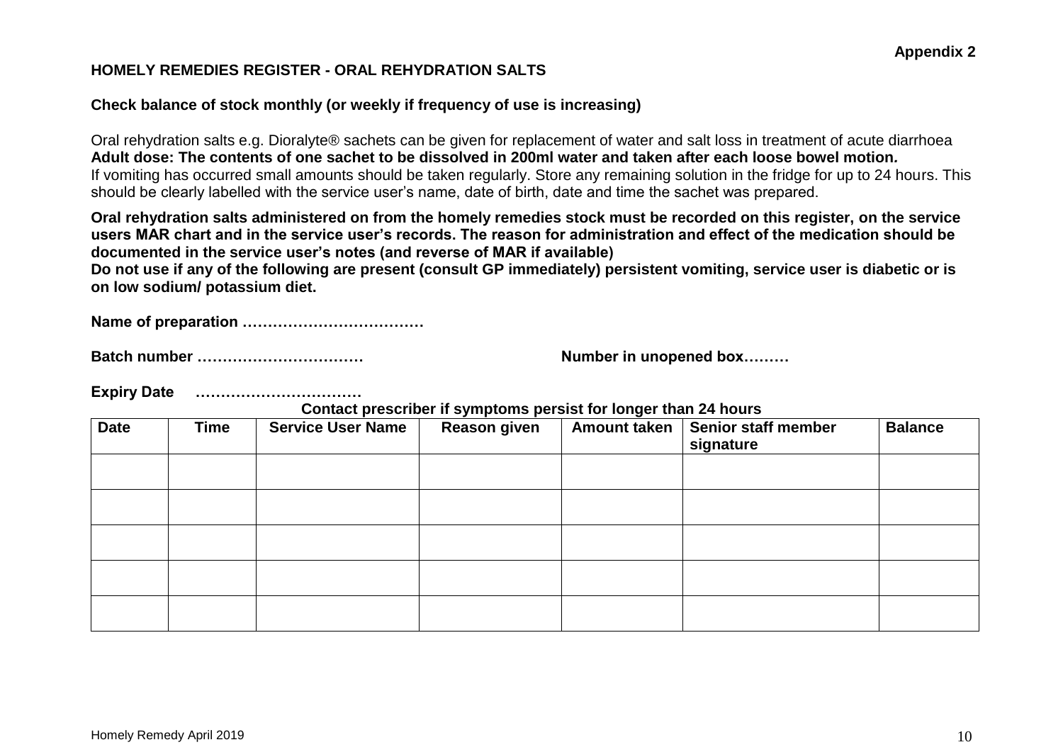**Appendix 2**

## HOMELY REMEDIES REGISTER - ORAL REHYDRATION SALTS

**Check balance of stock monthly (or weekly if frequency of use is increasing)**

Oral rehydration salts e.g. Dioralyte® sachets can be given for replacement of water and salt loss in treatment of acute diarrhoea
**Adult dose: The contents of one sachet to be dissolved in 200ml water and taken after each loose bowel motion.**
If vomiting has occurred small amounts should be taken regularly. Store any remaining solution in the fridge for up to 24 hours. This should be clearly labelled with the service user's name, date of birth, date and time the sachet was prepared.

**Oral rehydration salts administered on from the homely remedies stock must be recorded on this register, on the service users MAR chart and in the service user's records. The reason for administration and effect of the medication should be documented in the service user's notes (and reverse of MAR if available)**
**Do not use if any of the following are present (consult GP immediately) persistent vomiting, service user is diabetic or is on low sodium/ potassium diet.**

**Name of preparation ………………………………**

**Batch number ……………………………** **Number in unopened box………**

**Expiry Date ……………………………**

**Contact prescriber if symptoms persist for longer than 24 hours**

| Date | Time | Service User Name | Reason given | Amount taken | Senior staff member signature | Balance |
|---|---|---|---|---|---|---|
| | | | | | | |
| | | | | | | |
| | | | | | | |
| | | | | | | |
| | | | | | | |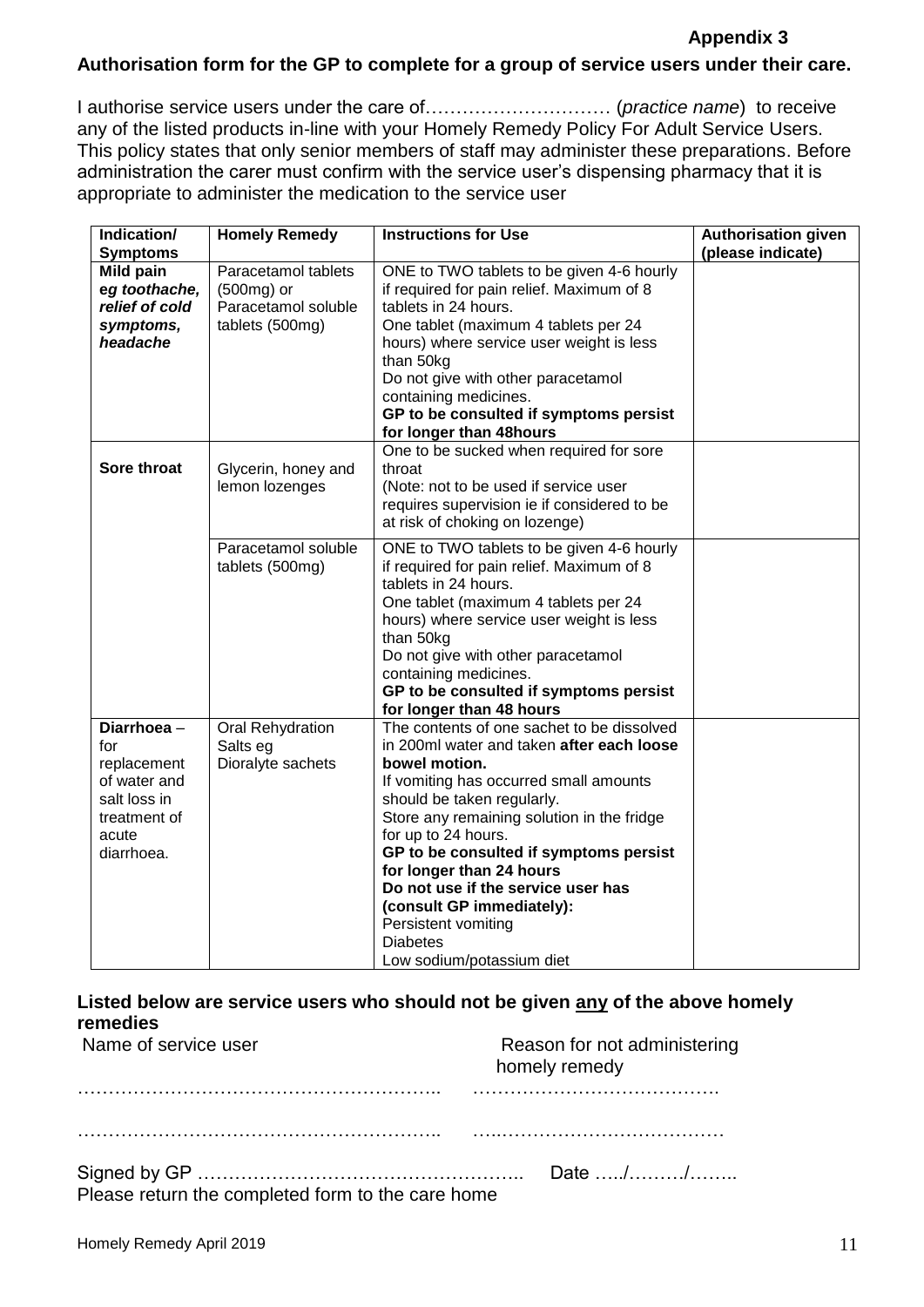**Appendix 3**

## Authorisation form for the GP to complete for a group of service users under their care.

I authorise service users under the care of………………………… (*practice name*) to receive any of the listed products in-line with your Homely Remedy Policy For Adult Service Users. This policy states that only senior members of staff may administer these preparations. Before administration the carer must confirm with the service user's dispensing pharmacy that it is appropriate to administer the medication to the service user

| Indication/ Symptoms | Homely Remedy | Instructions for Use | Authorisation given (please indicate) |
|---|---|---|---|
| **Mild pain** ***eg toothache, relief of cold symptoms, headache*** | Paracetamol tablets (500mg) or Paracetamol soluble tablets (500mg) | ONE to TWO tablets to be given 4-6 hourly if required for pain relief. Maximum of 8 tablets in 24 hours.<br>One tablet (maximum 4 tablets per 24 hours) where service user weight is less than 50kg<br>Do not give with other paracetamol containing medicines.<br>**GP to be consulted if symptoms persist for longer than 48hours** | |
| **Sore throat** | Glycerin, honey and lemon lozenges | One to be sucked when required for sore throat<br>(Note: not to be used if service user requires supervision ie if considered to be at risk of choking on lozenge) | |
| | Paracetamol soluble tablets (500mg) | ONE to TWO tablets to be given 4-6 hourly if required for pain relief. Maximum of 8 tablets in 24 hours.<br>One tablet (maximum 4 tablets per 24 hours) where service user weight is less than 50kg<br>Do not give with other paracetamol containing medicines.<br>**GP to be consulted if symptoms persist for longer than 48 hours** | |
| **Diarrhoea** – for replacement of water and salt loss in treatment of acute diarrhoea. | Oral Rehydration Salts eg Dioralyte sachets | The contents of one sachet to be dissolved in 200ml water and taken **after each loose bowel motion.**<br>If vomiting has occurred small amounts should be taken regularly.<br>Store any remaining solution in the fridge for up to 24 hours.<br>**GP to be consulted if symptoms persist for longer than 24 hours**<br>**Do not use if the service user has (consult GP immediately):**<br>Persistent vomiting<br>Diabetes<br>Low sodium/potassium diet | |

**Listed below are service users who should not be given <u>any</u> of the above homely remedies**

| Name of service user | Reason for not administering homely remedy |
|---|---|
| ………………………………………………….. | …………………………………. |
| ………………………………………………….. | …..……………………………… |

Signed by GP …………………………………………….. Date …../………/……..

Please return the completed form to the care home